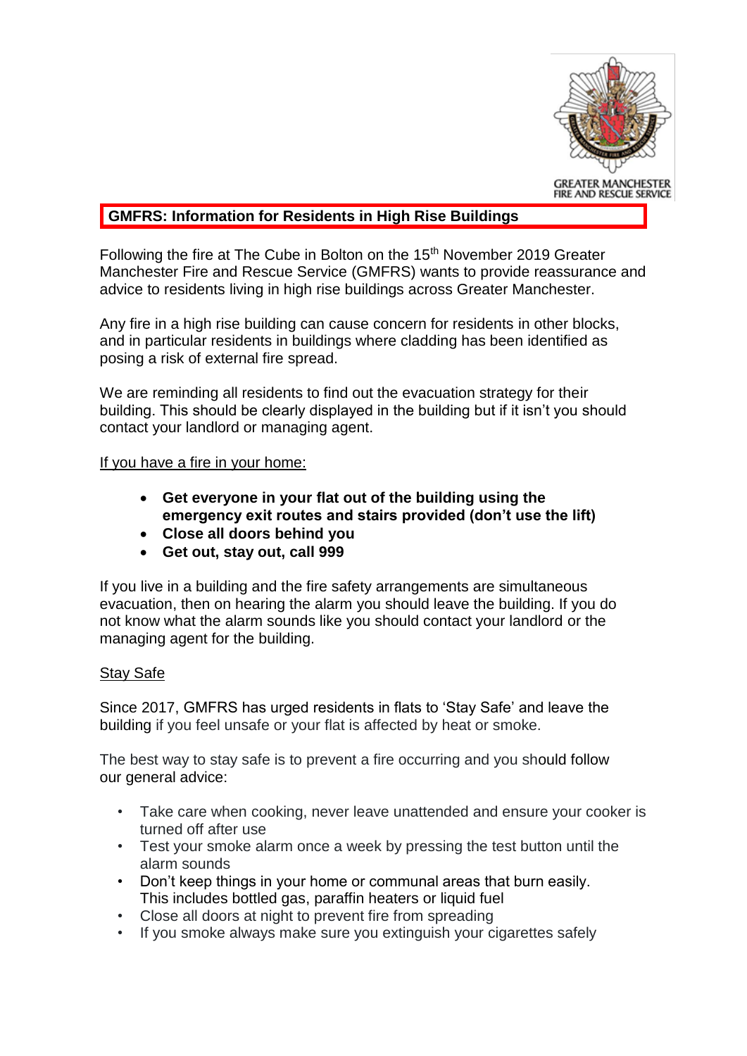GREATER MANCHESTER FIRE AND RESCUE SERVICE

## GMFRS: Information for Residents in High Rise Buildings

Following the fire at The Cube in Bolton on the 15th November 2019 Greater Manchester Fire and Rescue Service (GMFRS) wants to provide reassurance and advice to residents living in high rise buildings across Greater Manchester.

Any fire in a high rise building can cause concern for residents in other blocks, and in particular residents in buildings where cladding has been identified as posing a risk of external fire spread.

We are reminding all residents to find out the evacuation strategy for their building. This should be clearly displayed in the building but if it isn't you should contact your landlord or managing agent.

If you have a fire in your home:

- **Get everyone in your flat out of the building using the emergency exit routes and stairs provided (don't use the lift)**
- **Close all doors behind you**
- **Get out, stay out, call 999**

If you live in a building and the fire safety arrangements are simultaneous evacuation, then on hearing the alarm you should leave the building. If you do not know what the alarm sounds like you should contact your landlord or the managing agent for the building.

Stay Safe

Since 2017, GMFRS has urged residents in flats to 'Stay Safe' and leave the building if you feel unsafe or your flat is affected by heat or smoke.

The best way to stay safe is to prevent a fire occurring and you should follow our general advice:

- Take care when cooking, never leave unattended and ensure your cooker is turned off after use
- Test your smoke alarm once a week by pressing the test button until the alarm sounds
- Don't keep things in your home or communal areas that burn easily. This includes bottled gas, paraffin heaters or liquid fuel
- Close all doors at night to prevent fire from spreading
- If you smoke always make sure you extinguish your cigarettes safely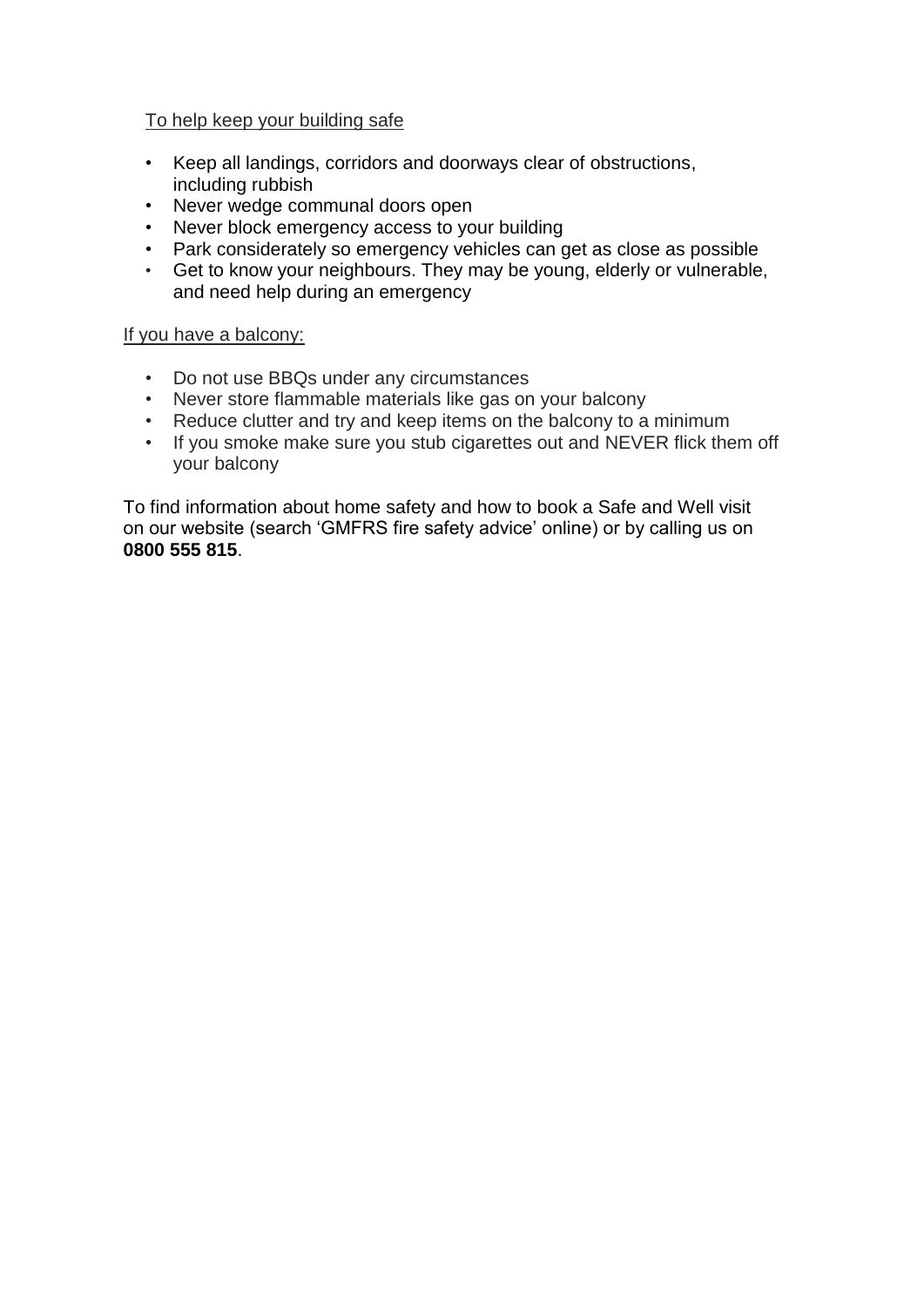To help keep your building safe

- Keep all landings, corridors and doorways clear of obstructions, including rubbish
- Never wedge communal doors open
- Never block emergency access to your building
- Park considerately so emergency vehicles can get as close as possible
- Get to know your neighbours. They may be young, elderly or vulnerable, and need help during an emergency

If you have a balcony:

- Do not use BBQs under any circumstances
- Never store flammable materials like gas on your balcony
- Reduce clutter and try and keep items on the balcony to a minimum
- If you smoke make sure you stub cigarettes out and NEVER flick them off your balcony

To find information about home safety and how to book a Safe and Well visit on our website (search 'GMFRS fire safety advice' online) or by calling us on **0800 555 815**.